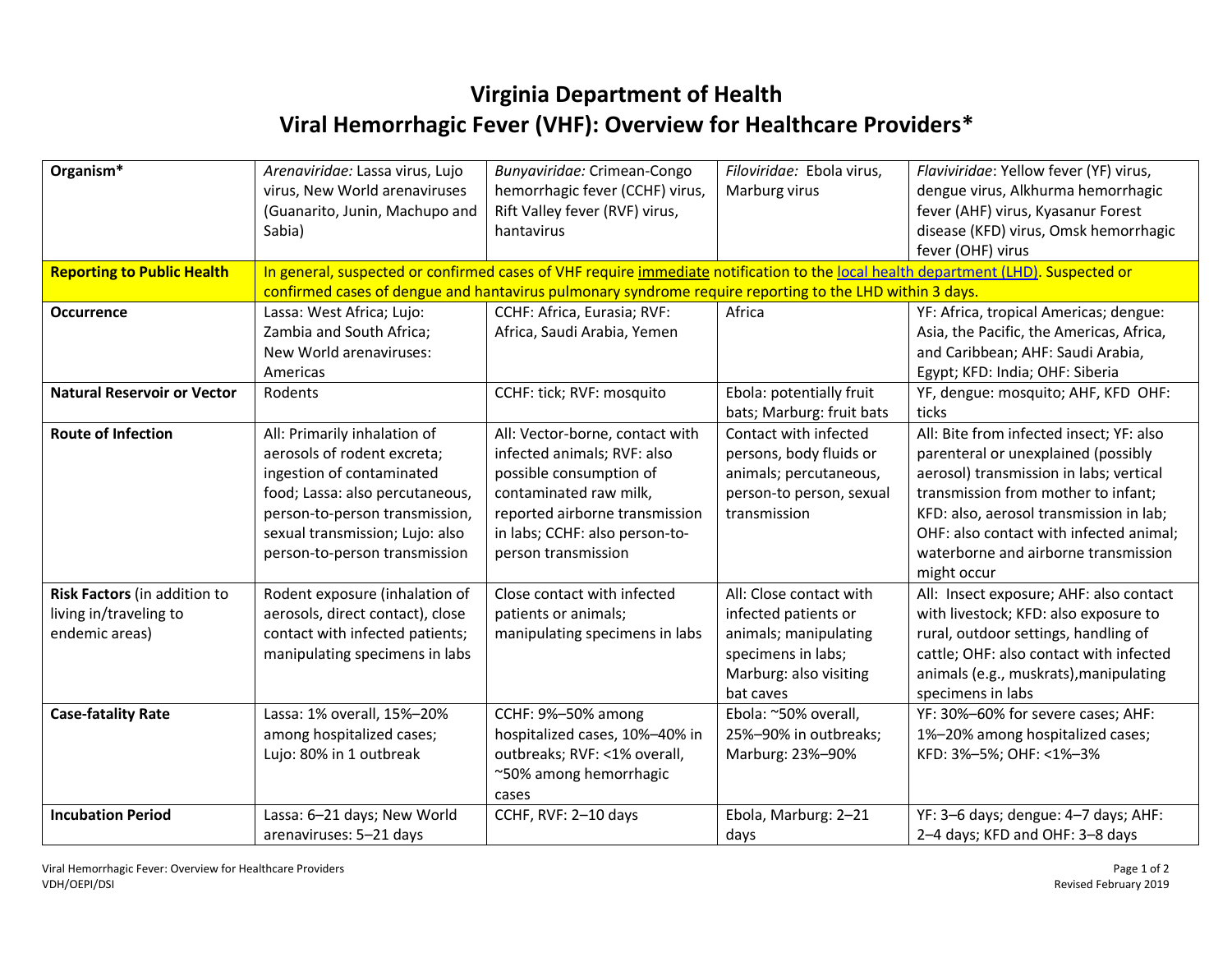# Virginia Department of Health
# Viral Hemorrhagic Fever (VHF): Overview for Healthcare Providers*

| **Organism*** | *Arenaviridae:* Lassa virus, Lujo virus, New World arenaviruses (Guanarito, Junin, Machupo and Sabia) | *Bunyaviridae:* Crimean-Congo hemorrhagic fever (CCHF) virus, Rift Valley fever (RVF) virus, hantavirus | *Filoviridae:* Ebola virus, Marburg virus | *Flaviviridae*: Yellow fever (YF) virus, dengue virus, Alkhurma hemorrhagic fever (AHF) virus, Kyasanur Forest disease (KFD) virus, Omsk hemorrhagic fever (OHF) virus |
|---|---|---|---|---|
| **Reporting to Public Health** | In general, suspected or confirmed cases of VHF require immediate notification to the [local health department (LHD)](). Suspected or confirmed cases of dengue and hantavirus pulmonary syndrome require reporting to the LHD within 3 days. | | | |
| **Occurrence** | Lassa: West Africa; Lujo: Zambia and South Africa; New World arenaviruses: Americas | CCHF: Africa, Eurasia; RVF: Africa, Saudi Arabia, Yemen | Africa | YF: Africa, tropical Americas; dengue: Asia, the Pacific, the Americas, Africa, and Caribbean; AHF: Saudi Arabia, Egypt; KFD: India; OHF: Siberia |
| **Natural Reservoir or Vector** | Rodents | CCHF: tick; RVF: mosquito | Ebola: potentially fruit bats; Marburg: fruit bats | YF, dengue: mosquito; AHF, KFD OHF: ticks |
| **Route of Infection** | All: Primarily inhalation of aerosols of rodent excreta; ingestion of contaminated food; Lassa: also percutaneous, person-to-person transmission, sexual transmission; Lujo: also person-to-person transmission | All: Vector-borne, contact with infected animals; RVF: also possible consumption of contaminated raw milk, reported airborne transmission in labs; CCHF: also person-to-person transmission | Contact with infected persons, body fluids or animals; percutaneous, person-to person, sexual transmission | All: Bite from infected insect; YF: also parenteral or unexplained (possibly aerosol) transmission in labs; vertical transmission from mother to infant; KFD: also, aerosol transmission in lab; OHF: also contact with infected animal; waterborne and airborne transmission might occur |
| **Risk Factors** (in addition to living in/traveling to endemic areas) | Rodent exposure (inhalation of aerosols, direct contact), close contact with infected patients; manipulating specimens in labs | Close contact with infected patients or animals; manipulating specimens in labs | All: Close contact with infected patients or animals; manipulating specimens in labs; Marburg: also visiting bat caves | All: Insect exposure; AHF: also contact with livestock; KFD: also exposure to rural, outdoor settings, handling of cattle; OHF: also contact with infected animals (e.g., muskrats),manipulating specimens in labs |
| **Case-fatality Rate** | Lassa: 1% overall, 15%–20% among hospitalized cases; Lujo: 80% in 1 outbreak | CCHF: 9%–50% among hospitalized cases, 10%–40% in outbreaks; RVF: <1% overall, ~50% among hemorrhagic cases | Ebola: ~50% overall, 25%–90% in outbreaks; Marburg: 23%–90% | YF: 30%–60% for severe cases; AHF: 1%–20% among hospitalized cases; KFD: 3%–5%; OHF: <1%–3% |
| **Incubation Period** | Lassa: 6–21 days; New World arenaviruses: 5–21 days | CCHF, RVF: 2–10 days | Ebola, Marburg: 2–21 days | YF: 3–6 days; dengue: 4–7 days; AHF: 2–4 days; KFD and OHF: 3–8 days |

Viral Hemorrhagic Fever: Overview for Healthcare Providers
VDH/OEPI/DSI

Revised February 2019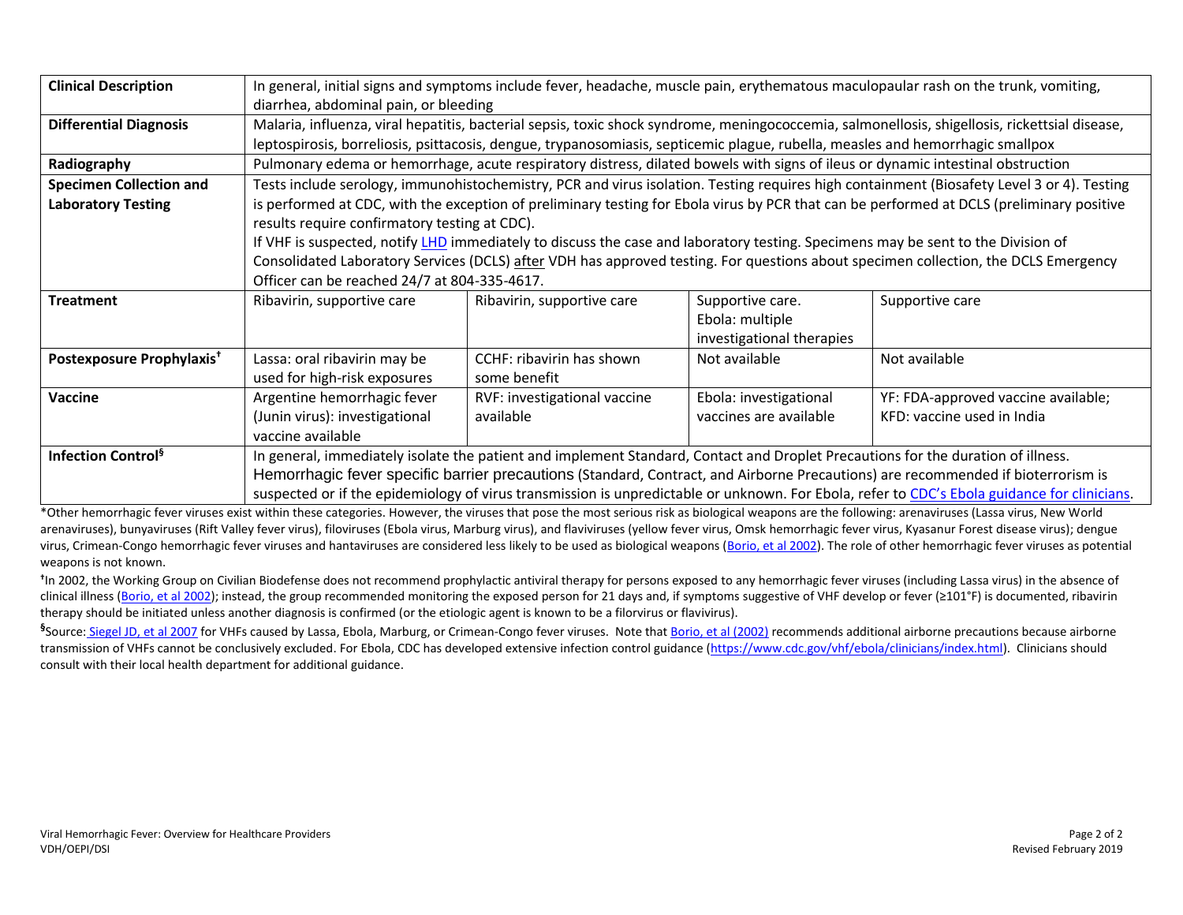| | | | | |
|---|---|---|---|---|
| **Clinical Description** | In general, initial signs and symptoms include fever, headache, muscle pain, erythematous maculopaular rash on the trunk, vomiting, diarrhea, abdominal pain, or bleeding | | | |
| **Differential Diagnosis** | Malaria, influenza, viral hepatitis, bacterial sepsis, toxic shock syndrome, meningococcemia, salmonellosis, shigellosis, rickettsial disease, leptospirosis, borreliosis, psittacosis, dengue, trypanosomiasis, septicemic plague, rubella, measles and hemorrhagic smallpox | | | |
| **Radiography** | Pulmonary edema or hemorrhage, acute respiratory distress, dilated bowels with signs of ileus or dynamic intestinal obstruction | | | |
| **Specimen Collection and Laboratory Testing** | Tests include serology, immunohistochemistry, PCR and virus isolation. Testing requires high containment (Biosafety Level 3 or 4). Testing is performed at CDC, with the exception of preliminary testing for Ebola virus by PCR that can be performed at DCLS (preliminary positive results require confirmatory testing at CDC).<br>If VHF is suspected, notify LHD immediately to discuss the case and laboratory testing. Specimens may be sent to the Division of Consolidated Laboratory Services (DCLS) after VDH has approved testing. For questions about specimen collection, the DCLS Emergency Officer can be reached 24/7 at 804-335-4617. | | | |
| **Treatment** | Ribavirin, supportive care | Ribavirin, supportive care | Supportive care.<br>Ebola: multiple investigational therapies | Supportive care |
| **Postexposure Prophylaxis†** | Lassa: oral ribavirin may be used for high-risk exposures | CCHF: ribavirin has shown some benefit | Not available | Not available |
| **Vaccine** | Argentine hemorrhagic fever (Junin virus): investigational vaccine available | RVF: investigational vaccine available | Ebola: investigational vaccines are available | YF: FDA-approved vaccine available;<br>KFD: vaccine used in India |
| **Infection Control§** | In general, immediately isolate the patient and implement Standard, Contact and Droplet Precautions for the duration of illness. Hemorrhagic fever specific barrier precautions (Standard, Contract, and Airborne Precautions) are recommended if bioterrorism is suspected or if the epidemiology of virus transmission is unpredictable or unknown. For Ebola, refer to CDC's Ebola guidance for clinicians. | | | |

*Other hemorrhagic fever viruses exist within these categories. However, the viruses that pose the most serious risk as biological weapons are the following: arenaviruses (Lassa virus, New World arenaviruses), bunyaviruses (Rift Valley fever virus), filoviruses (Ebola virus, Marburg virus), and flaviviruses (yellow fever virus, Omsk hemorrhagic fever virus, Kyasanur Forest disease virus); dengue virus, Crimean-Congo hemorrhagic fever viruses and hantaviruses are considered less likely to be used as biological weapons (Borio, et al 2002). The role of other hemorrhagic fever viruses as potential weapons is not known.

†In 2002, the Working Group on Civilian Biodefense does not recommend prophylactic antiviral therapy for persons exposed to any hemorrhagic fever viruses (including Lassa virus) in the absence of clinical illness (Borio, et al 2002); instead, the group recommended monitoring the exposed person for 21 days and, if symptoms suggestive of VHF develop or fever (≥101°F) is documented, ribavirin therapy should be initiated unless another diagnosis is confirmed (or the etiologic agent is known to be a filorvirus or flavivirus).

§Source: Siegel JD, et al 2007 for VHFs caused by Lassa, Ebola, Marburg, or Crimean-Congo fever viruses. Note that Borio, et al (2002) recommends additional airborne precautions because airborne transmission of VHFs cannot be conclusively excluded. For Ebola, CDC has developed extensive infection control guidance (https://www.cdc.gov/vhf/ebola/clinicians/index.html). Clinicians should consult with their local health department for additional guidance.